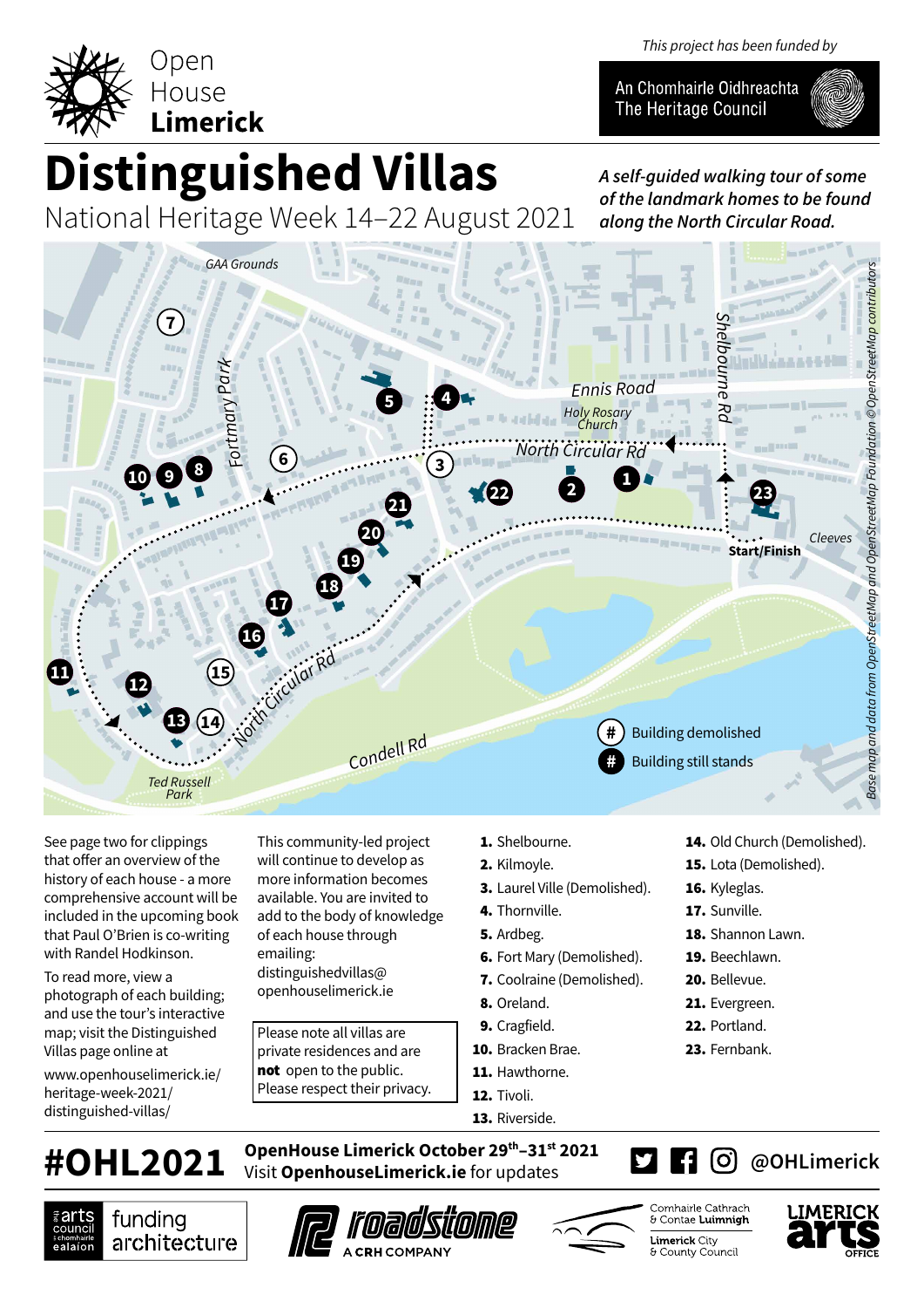Open House **Limerick**

*This project has been funded by*

An Chomhairle Oidhreachta The Heritage Council

# Distinguished Villas

National Heritage Week 14–22 August 2021

***A self-guided walking tour of some of the landmark homes to be found along the North Circular Road.***

Building demolished

Building still stands

See page two for clippings that offer an overview of the history of each house - a more comprehensive account will be included in the upcoming book that Paul O'Brien is co-writing with Randel Hodkinson.

To read more, view a photograph of each building; and use the tour's interactive map; visit the Distinguished Villas page online at www.openhouselimerick.ie/heritage-week-2021/distinguished-villas/

This community-led project will continue to develop as more information becomes available. You are invited to add to the body of knowledge of each house through emailing: distinguishedvillas@openhouselimerick.ie

Please note all villas are private residences and are **not** open to the public. Please respect their privacy.

1. Shelbourne.
2. Kilmoyle.
3. Laurel Ville (Demolished).
4. Thornville.
5. Ardbeg.
6. Fort Mary (Demolished).
7. Coolraine (Demolished).
8. Oreland.
9. Cragfield.
10. Bracken Brae.
11. Hawthorne.
12. Tivoli.
13. Riverside.
14. Old Church (Demolished).
15. Lota (Demolished).
16. Kyleglas.
17. Sunville.
18. Shannon Lawn.
19. Beechlawn.
20. Bellevue.
21. Evergreen.
22. Portland.
23. Fernbank.

**#OHL2021**

**OpenHouse Limerick October 29th–31st 2021**
Visit **OpenhouseLimerick.ie** for updates

@OHLimerick

arts council funding architecture · roadstone A CRH COMPANY · Comhairle Cathrach & Contae Luimnigh Limerick City & County Council · Limerick Arts Office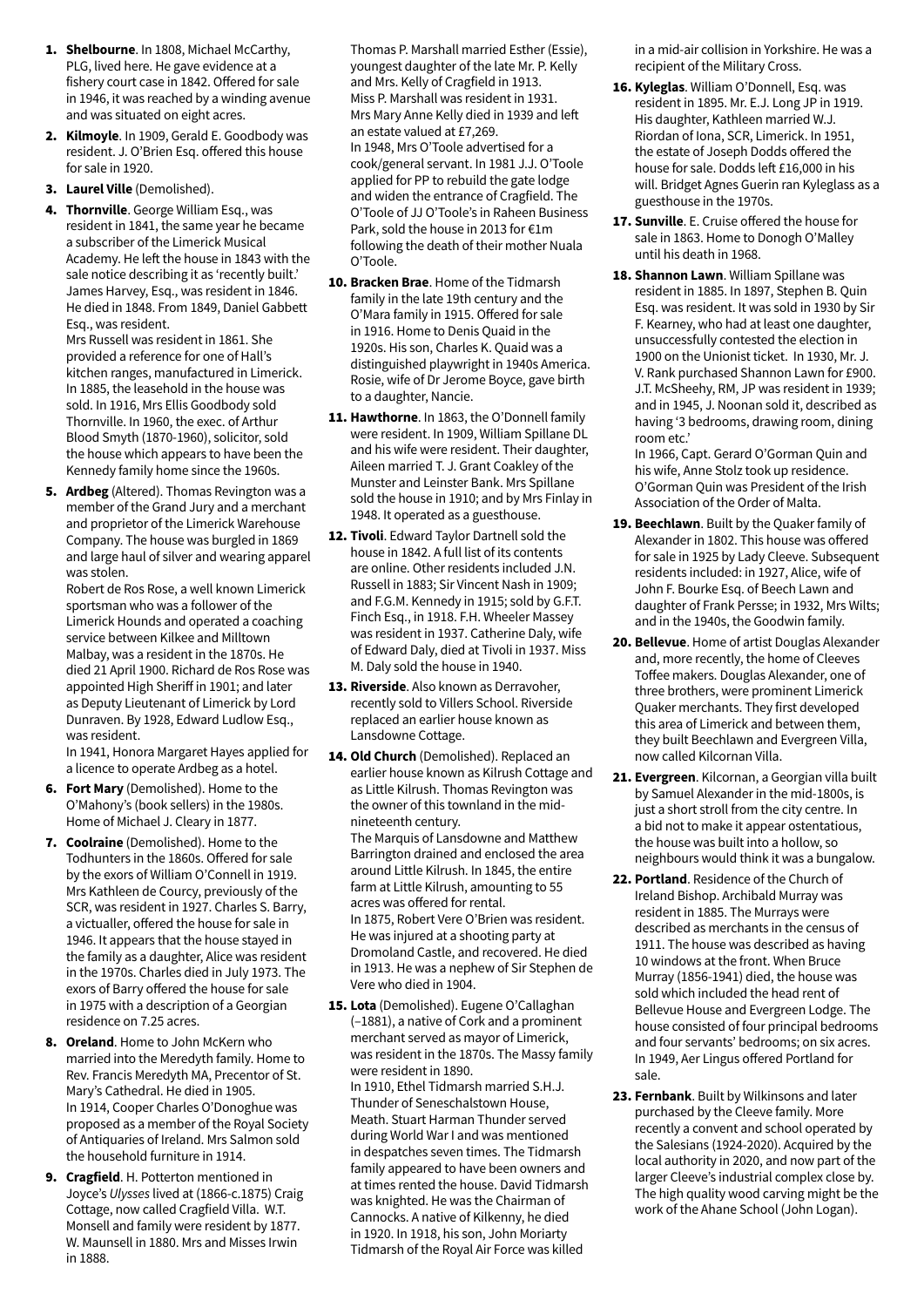1. **Shelbourne**. In 1808, Michael McCarthy, PLG, lived here. He gave evidence at a fishery court case in 1842. Offered for sale in 1946, it was reached by a winding avenue and was situated on eight acres.

2. **Kilmoyle**. In 1909, Gerald E. Goodbody was resident. J. O'Brien Esq. offered this house for sale in 1920.

3. **Laurel Ville** (Demolished).

4. **Thornville**. George William Esq., was resident in 1841, the same year he became a subscriber of the Limerick Musical Academy. He left the house in 1843 with the sale notice describing it as 'recently built.' James Harvey, Esq., was resident in 1846. He died in 1848. From 1849, Daniel Gabbett Esq., was resident.
   Mrs Russell was resident in 1861. She provided a reference for one of Hall's kitchen ranges, manufactured in Limerick. In 1885, the leasehold in the house was sold. In 1916, Mrs Ellis Goodbody sold Thornville. In 1960, the exec. of Arthur Blood Smyth (1870-1960), solicitor, sold the house which appears to have been the Kennedy family home since the 1960s.

5. **Ardbeg** (Altered). Thomas Revington was a member of the Grand Jury and a merchant and proprietor of the Limerick Warehouse Company. The house was burgled in 1869 and large haul of silver and wearing apparel was stolen.
   Robert de Ros Rose, a well known Limerick sportsman who was a follower of the Limerick Hounds and operated a coaching service between Kilkee and Milltown Malbay, was a resident in the 1870s. He died 21 April 1900. Richard de Ros Rose was appointed High Sheriff in 1901; and later as Deputy Lieutenant of Limerick by Lord Dunraven. By 1928, Edward Ludlow Esq., was resident.
   In 1941, Honora Margaret Hayes applied for a licence to operate Ardbeg as a hotel.

6. **Fort Mary** (Demolished). Home to the O'Mahony's (book sellers) in the 1980s. Home of Michael J. Cleary in 1877.

7. **Coolraine** (Demolished). Home to the Todhunters in the 1860s. Offered for sale by the exors of William O'Connell in 1919. Mrs Kathleen de Courcy, previously of the SCR, was resident in 1927. Charles S. Barry, a victualler, offered the house for sale in 1946. It appears that the house stayed in the family as a daughter, Alice was resident in the 1970s. Charles died in July 1973. The exors of Barry offered the house for sale in 1975 with a description of a Georgian residence on 7.25 acres.

8. **Oreland**. Home to John McKern who married into the Meredyth family. Home to Rev. Francis Meredyth MA, Precentor of St. Mary's Cathedral. He died in 1905.
   In 1914, Cooper Charles O'Donoghue was proposed as a member of the Royal Society of Antiquaries of Ireland. Mrs Salmon sold the household furniture in 1914.

9. **Cragfield**. H. Potterton mentioned in Joyce's *Ulysses* lived at (1866-c.1875) Craig Cottage, now called Cragfield Villa. W.T. Monsell and family were resident by 1877. W. Maunsell in 1880. Mrs and Misses Irwin in 1888.
   Thomas P. Marshall married Esther (Essie), youngest daughter of the late Mr. P. Kelly and Mrs. Kelly of Cragfield in 1913. Miss P. Marshall was resident in 1931. Mrs Mary Anne Kelly died in 1939 and left an estate valued at £7,269.
   In 1948, Mrs O'Toole advertised for a cook/general servant. In 1981 J.J. O'Toole applied for PP to rebuild the gate lodge and widen the entrance of Cragfield. The O'Toole of JJ O'Toole's in Raheen Business Park, sold the house in 2013 for €1m following the death of their mother Nuala O'Toole.

10. **Bracken Brae**. Home of the Tidmarsh family in the late 19th century and the O'Mara family in 1915. Offered for sale in 1916. Home to Denis Quaid in the 1920s. His son, Charles K. Quaid was a distinguished playwright in 1940s America. Rosie, wife of Dr Jerome Boyce, gave birth to a daughter, Nancie.

11. **Hawthorne**. In 1863, the O'Donnell family were resident. In 1909, William Spillane DL and his wife were resident. Their daughter, Aileen married T. J. Grant Coakley of the Munster and Leinster Bank. Mrs Spillane sold the house in 1910; and by Mrs Finlay in 1948. It operated as a guesthouse.

12. **Tivoli**. Edward Taylor Dartnell sold the house in 1842. A full list of its contents are online. Other residents included J.N. Russell in 1883; Sir Vincent Nash in 1909; and F.G.M. Kennedy in 1915; sold by G.F.T. Finch Esq., in 1918. F.H. Wheeler Massey was resident in 1937. Catherine Daly, wife of Edward Daly, died at Tivoli in 1937. Miss M. Daly sold the house in 1940.

13. **Riverside**. Also known as Derravoher, recently sold to Villers School. Riverside replaced an earlier house known as Lansdowne Cottage.

14. **Old Church** (Demolished). Replaced an earlier house known as Kilrush Cottage and as Little Kilrush. Thomas Revington was the owner of this townland in the mid-nineteenth century.
   The Marquis of Lansdowne and Matthew Barrington drained and enclosed the area around Little Kilrush. In 1845, the entire farm at Little Kilrush, amounting to 55 acres was offered for rental.
   In 1875, Robert Vere O'Brien was resident. He was injured at a shooting party at Dromoland Castle, and recovered. He died in 1913. He was a nephew of Sir Stephen de Vere who died in 1904.

15. **Lota** (Demolished). Eugene O'Callaghan (–1881), a native of Cork and a prominent merchant served as mayor of Limerick, was resident in the 1870s. The Massy family were resident in 1890.
   In 1910, Ethel Tidmarsh married S.H.J. Thunder of Seneschalstown House, Meath. Stuart Harman Thunder served during World War I and was mentioned in despatches seven times. The Tidmarsh family appeared to have been owners and at times rented the house. David Tidmarsh was knighted. He was the Chairman of Cannocks. A native of Kilkenny, he died in 1920. In 1918, his son, John Moriarty Tidmarsh of the Royal Air Force was killed in a mid-air collision in Yorkshire. He was a recipient of the Military Cross.

16. **Kyleglas**. William O'Donnell, Esq. was resident in 1895. Mr. E.J. Long JP in 1919. His daughter, Kathleen married W.J. Riordan of Iona, SCR, Limerick. In 1951, the estate of Joseph Dodds offered the house for sale. Dodds left £16,000 in his will. Bridget Agnes Guerin ran Kyleglass as a guesthouse in the 1970s.

17. **Sunville**. E. Cruise offered the house for sale in 1863. Home to Donogh O'Malley until his death in 1968.

18. **Shannon Lawn**. William Spillane was resident in 1885. In 1897, Stephen B. Quin Esq. was resident. It was sold in 1930 by Sir F. Kearney, who had at least one daughter, unsuccessfully contested the election in 1900 on the Unionist ticket. In 1930, Mr. J. V. Rank purchased Shannon Lawn for £900. J.T. McSheehy, RM, JP was resident in 1939; and in 1945, J. Noonan sold it, described as having '3 bedrooms, drawing room, dining room etc.'
   In 1966, Capt. Gerard O'Gorman Quin and his wife, Anne Stolz took up residence. O'Gorman Quin was President of the Irish Association of the Order of Malta.

19. **Beechlawn**. Built by the Quaker family of Alexander in 1802. This house was offered for sale in 1925 by Lady Cleeve. Subsequent residents included: in 1927, Alice, wife of John F. Bourke Esq. of Beech Lawn and daughter of Frank Persse; in 1932, Mrs Wilts; and in the 1940s, the Goodwin family.

20. **Bellevue**. Home of artist Douglas Alexander and, more recently, the home of Cleeves Toffee makers. Douglas Alexander, one of three brothers, were prominent Limerick Quaker merchants. They first developed this area of Limerick and between them, they built Beechlawn and Evergreen Villa, now called Kilcornan Villa.

21. **Evergreen**. Kilcornan, a Georgian villa built by Samuel Alexander in the mid-1800s, is just a short stroll from the city centre. In a bid not to make it appear ostentatious, the house was built into a hollow, so neighbours would think it was a bungalow.

22. **Portland**. Residence of the Church of Ireland Bishop. Archibald Murray was resident in 1885. The Murrays were described as merchants in the census of 1911. The house was described as having 10 windows at the front. When Bruce Murray (1856-1941) died, the house was sold which included the head rent of Bellevue House and Evergreen Lodge. The house consisted of four principal bedrooms and four servants' bedrooms; on six acres. In 1949, Aer Lingus offered Portland for sale.

23. **Fernbank**. Built by Wilkinsons and later purchased by the Cleeve family. More recently a convent and school operated by the Salesians (1924-2020). Acquired by the local authority in 2020, and now part of the larger Cleeve's industrial complex close by. The high quality wood carving might be the work of the Ahane School (John Logan).